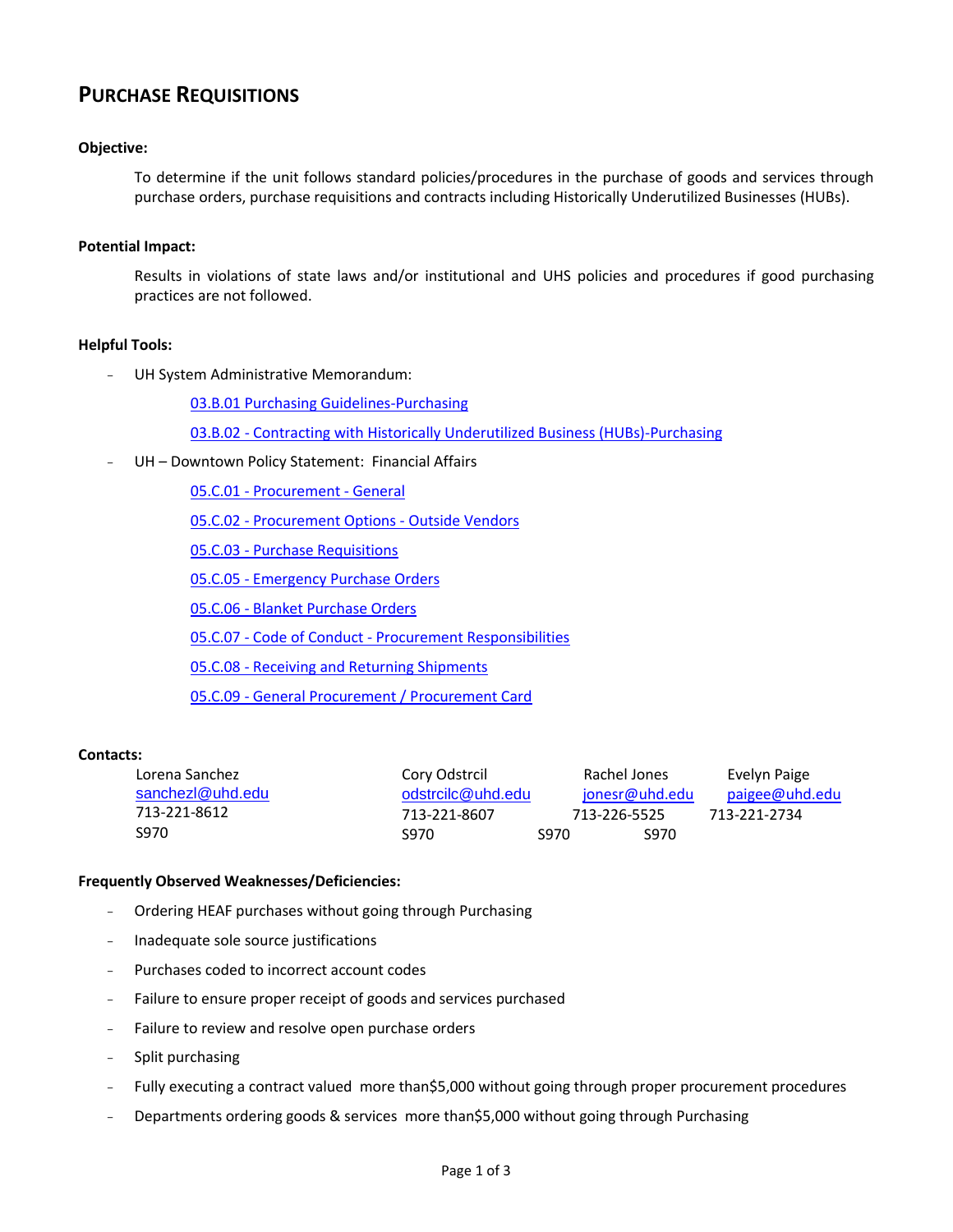# PURCHASE REQUISITIONS

**Objective:**

To determine if the unit follows standard policies/procedures in the purchase of goods and services through purchase orders, purchase requisitions and contracts including Historically Underutilized Businesses (HUBs).

**Potential Impact:**

Results in violations of state laws and/or institutional and UHS policies and procedures if good purchasing practices are not followed.

**Helpful Tools:**

- UH System Administrative Memorandum:
  - 03.B.01 Purchasing Guidelines-Purchasing
  - 03.B.02 - Contracting with Historically Underutilized Business (HUBs)-Purchasing
- UH – Downtown Policy Statement: Financial Affairs
  - 05.C.01 - Procurement - General
  - 05.C.02 - Procurement Options - Outside Vendors
  - 05.C.03 - Purchase Requisitions
  - 05.C.05 - Emergency Purchase Orders
  - 05.C.06 - Blanket Purchase Orders
  - 05.C.07 - Code of Conduct - Procurement Responsibilities
  - 05.C.08 - Receiving and Returning Shipments
  - 05.C.09 - General Procurement / Procurement Card

**Contacts:**

| Lorena Sanchez | Cory Odstrcil | Rachel Jones | Evelyn Paige |
|---|---|---|---|
| sanchezl@uhd.edu | odstrcilc@uhd.edu | jonesr@uhd.edu | paigee@uhd.edu |
| 713-221-8612 | 713-221-8607 | 713-226-5525 | 713-221-2734 |
| S970 | S970 | S970 | S970 |

**Frequently Observed Weaknesses/Deficiencies:**

- Ordering HEAF purchases without going through Purchasing
- Inadequate sole source justifications
- Purchases coded to incorrect account codes
- Failure to ensure proper receipt of goods and services purchased
- Failure to review and resolve open purchase orders
- Split purchasing
- Fully executing a contract valued more than$5,000 without going through proper procurement procedures
- Departments ordering goods & services more than$5,000 without going through Purchasing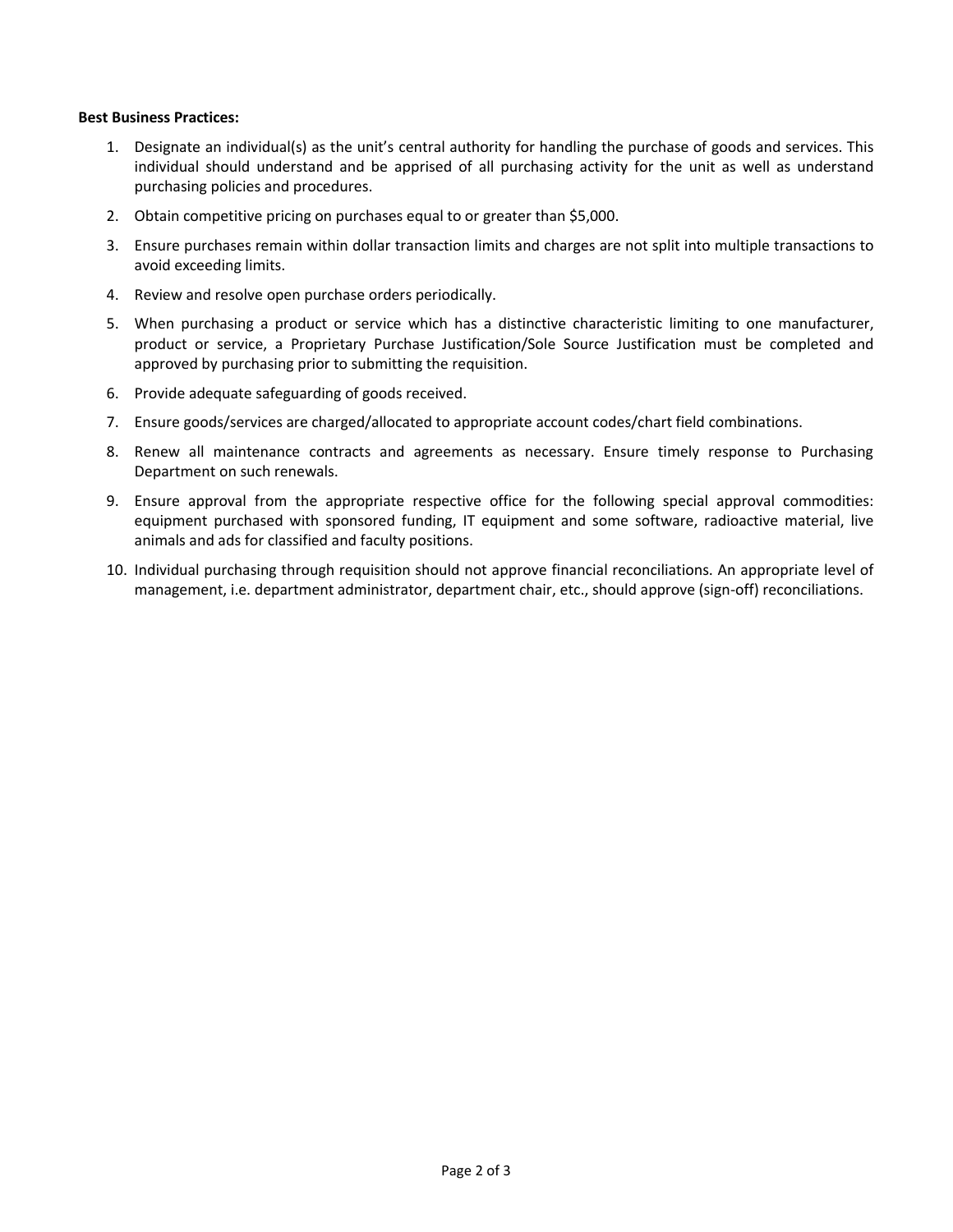**Best Business Practices:**

1. Designate an individual(s) as the unit's central authority for handling the purchase of goods and services. This individual should understand and be apprised of all purchasing activity for the unit as well as understand purchasing policies and procedures.
2. Obtain competitive pricing on purchases equal to or greater than $5,000.
3. Ensure purchases remain within dollar transaction limits and charges are not split into multiple transactions to avoid exceeding limits.
4. Review and resolve open purchase orders periodically.
5. When purchasing a product or service which has a distinctive characteristic limiting to one manufacturer, product or service, a Proprietary Purchase Justification/Sole Source Justification must be completed and approved by purchasing prior to submitting the requisition.
6. Provide adequate safeguarding of goods received.
7. Ensure goods/services are charged/allocated to appropriate account codes/chart field combinations.
8. Renew all maintenance contracts and agreements as necessary. Ensure timely response to Purchasing Department on such renewals.
9. Ensure approval from the appropriate respective office for the following special approval commodities: equipment purchased with sponsored funding, IT equipment and some software, radioactive material, live animals and ads for classified and faculty positions.
10. Individual purchasing through requisition should not approve financial reconciliations. An appropriate level of management, i.e. department administrator, department chair, etc., should approve (sign-off) reconciliations.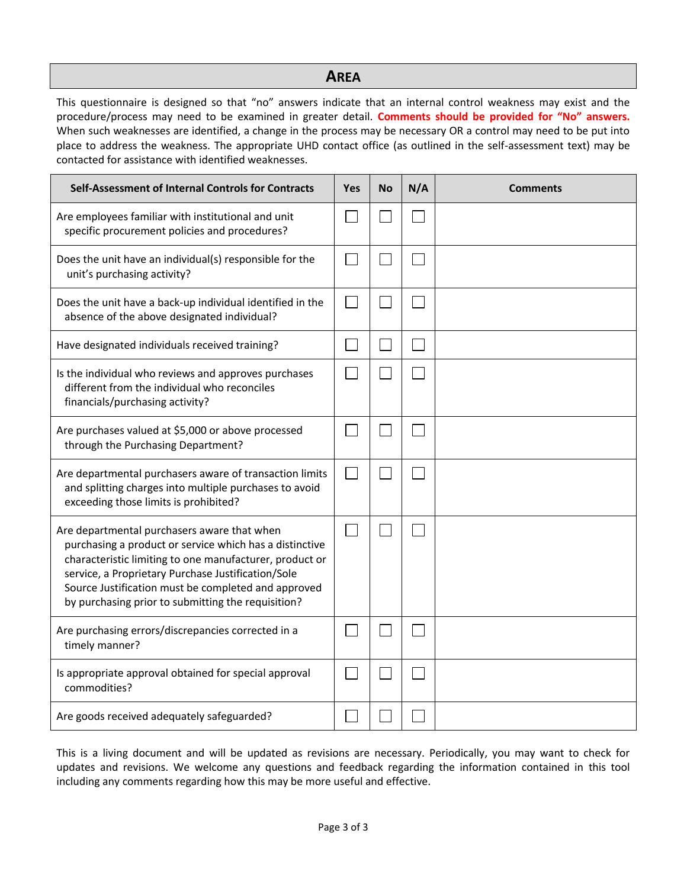## AREA

This questionnaire is designed so that "no" answers indicate that an internal control weakness may exist and the procedure/process may need to be examined in greater detail. **Comments should be provided for "No" answers.** When such weaknesses are identified, a change in the process may be necessary OR a control may need to be put into place to address the weakness. The appropriate UHD contact office (as outlined in the self-assessment text) may be contacted for assistance with identified weaknesses.

| Self-Assessment of Internal Controls for Contracts | Yes | No | N/A | Comments |
|---|---|---|---|---|
| Are employees familiar with institutional and unit specific procurement policies and procedures? | ☐ | ☐ | ☐ | |
| Does the unit have an individual(s) responsible for the unit's purchasing activity? | ☐ | ☐ | ☐ | |
| Does the unit have a back-up individual identified in the absence of the above designated individual? | ☐ | ☐ | ☐ | |
| Have designated individuals received training? | ☐ | ☐ | ☐ | |
| Is the individual who reviews and approves purchases different from the individual who reconciles financials/purchasing activity? | ☐ | ☐ | ☐ | |
| Are purchases valued at $5,000 or above processed through the Purchasing Department? | ☐ | ☐ | ☐ | |
| Are departmental purchasers aware of transaction limits and splitting charges into multiple purchases to avoid exceeding those limits is prohibited? | ☐ | ☐ | ☐ | |
| Are departmental purchasers aware that when purchasing a product or service which has a distinctive characteristic limiting to one manufacturer, product or service, a Proprietary Purchase Justification/Sole Source Justification must be completed and approved by purchasing prior to submitting the requisition? | ☐ | ☐ | ☐ | |
| Are purchasing errors/discrepancies corrected in a timely manner? | ☐ | ☐ | ☐ | |
| Is appropriate approval obtained for special approval commodities? | ☐ | ☐ | ☐ | |
| Are goods received adequately safeguarded? | ☐ | ☐ | ☐ | |

This is a living document and will be updated as revisions are necessary. Periodically, you may want to check for updates and revisions. We welcome any questions and feedback regarding the information contained in this tool including any comments regarding how this may be more useful and effective.